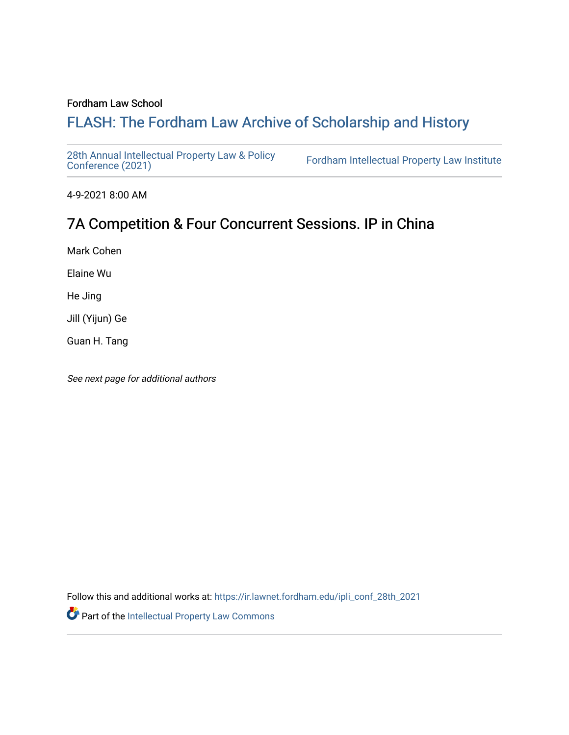Fordham Law School

# FLASH: The Fordham Law Archive of Scholarship and History

28th Annual Intellectual Property Law & Policy Conference (2021)

Fordham Intellectual Property Law Institute

4-9-2021 8:00 AM

## 7A Competition & Four Concurrent Sessions. IP in China

Mark Cohen

Elaine Wu

He Jing

Jill (Yijun) Ge

Guan H. Tang

*See next page for additional authors*

Follow this and additional works at: https://ir.lawnet.fordham.edu/ipli_conf_28th_2021

Part of the Intellectual Property Law Commons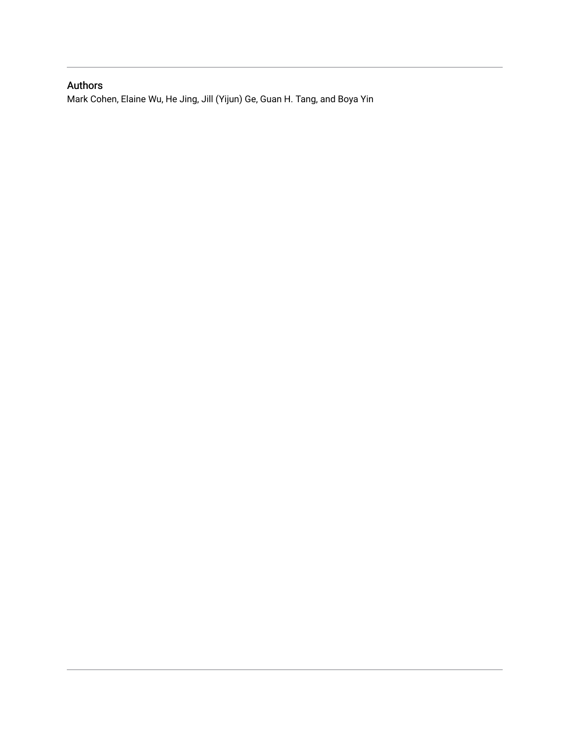## Authors

Mark Cohen, Elaine Wu, He Jing, Jill (Yijun) Ge, Guan H. Tang, and Boya Yin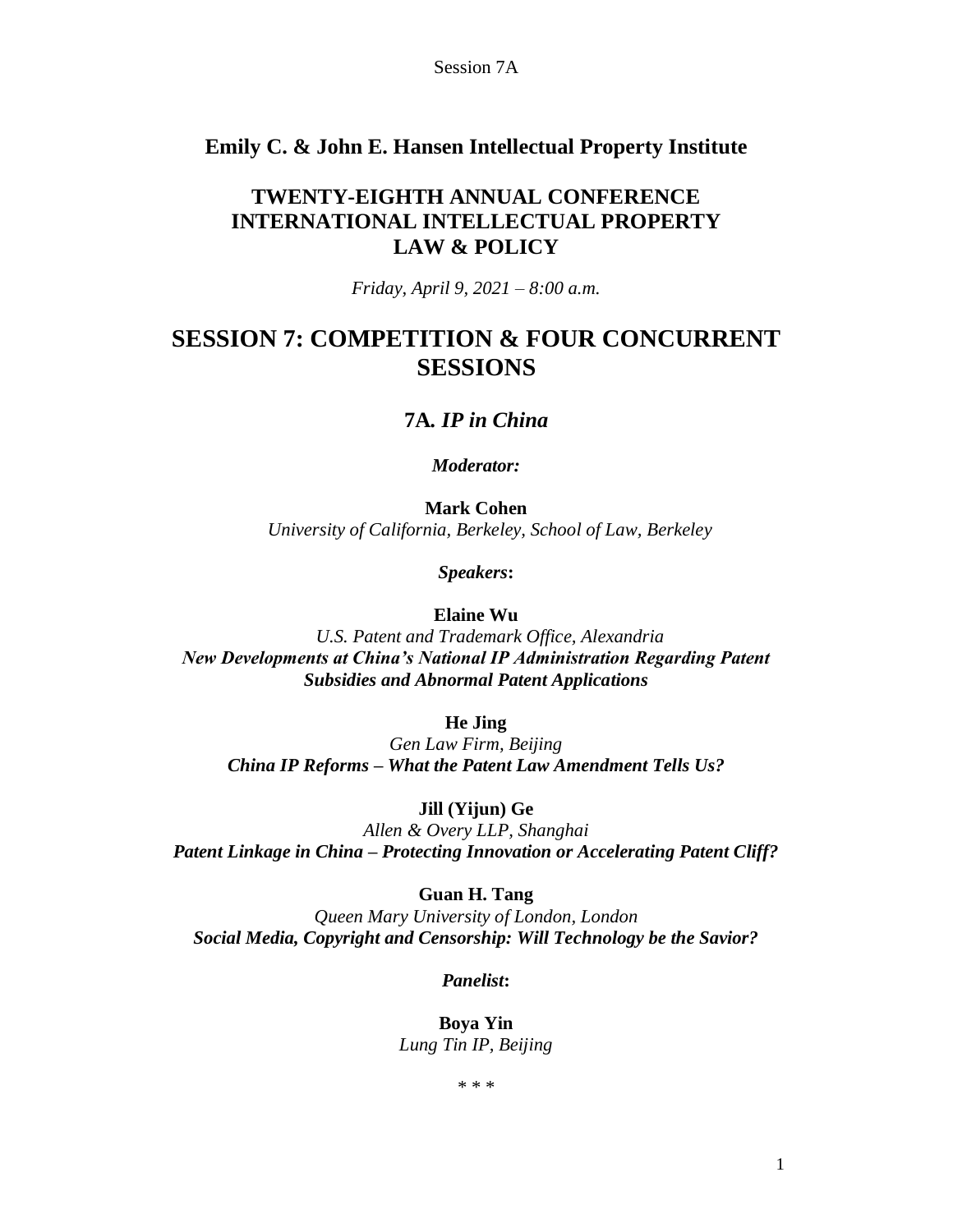## Emily C. & John E. Hansen Intellectual Property Institute

## TWENTY-EIGHTH ANNUAL CONFERENCE INTERNATIONAL INTELLECTUAL PROPERTY LAW & POLICY

*Friday, April 9, 2021 – 8:00 a.m.*

# SESSION 7: COMPETITION & FOUR CONCURRENT SESSIONS

### 7A. *IP in China*

***Moderator:***

**Mark Cohen**
*University of California, Berkeley, School of Law, Berkeley*

***Speakers:***

**Elaine Wu**
*U.S. Patent and Trademark Office, Alexandria*
***New Developments at China's National IP Administration Regarding Patent Subsidies and Abnormal Patent Applications***

**He Jing**
*Gen Law Firm, Beijing*
***China IP Reforms – What the Patent Law Amendment Tells Us?***

**Jill (Yijun) Ge**
*Allen & Overy LLP, Shanghai*
***Patent Linkage in China – Protecting Innovation or Accelerating Patent Cliff?***

**Guan H. Tang**
*Queen Mary University of London, London*
***Social Media, Copyright and Censorship: Will Technology be the Savior?***

***Panelist:***

**Boya Yin**
*Lung Tin IP, Beijing*

\* \* \*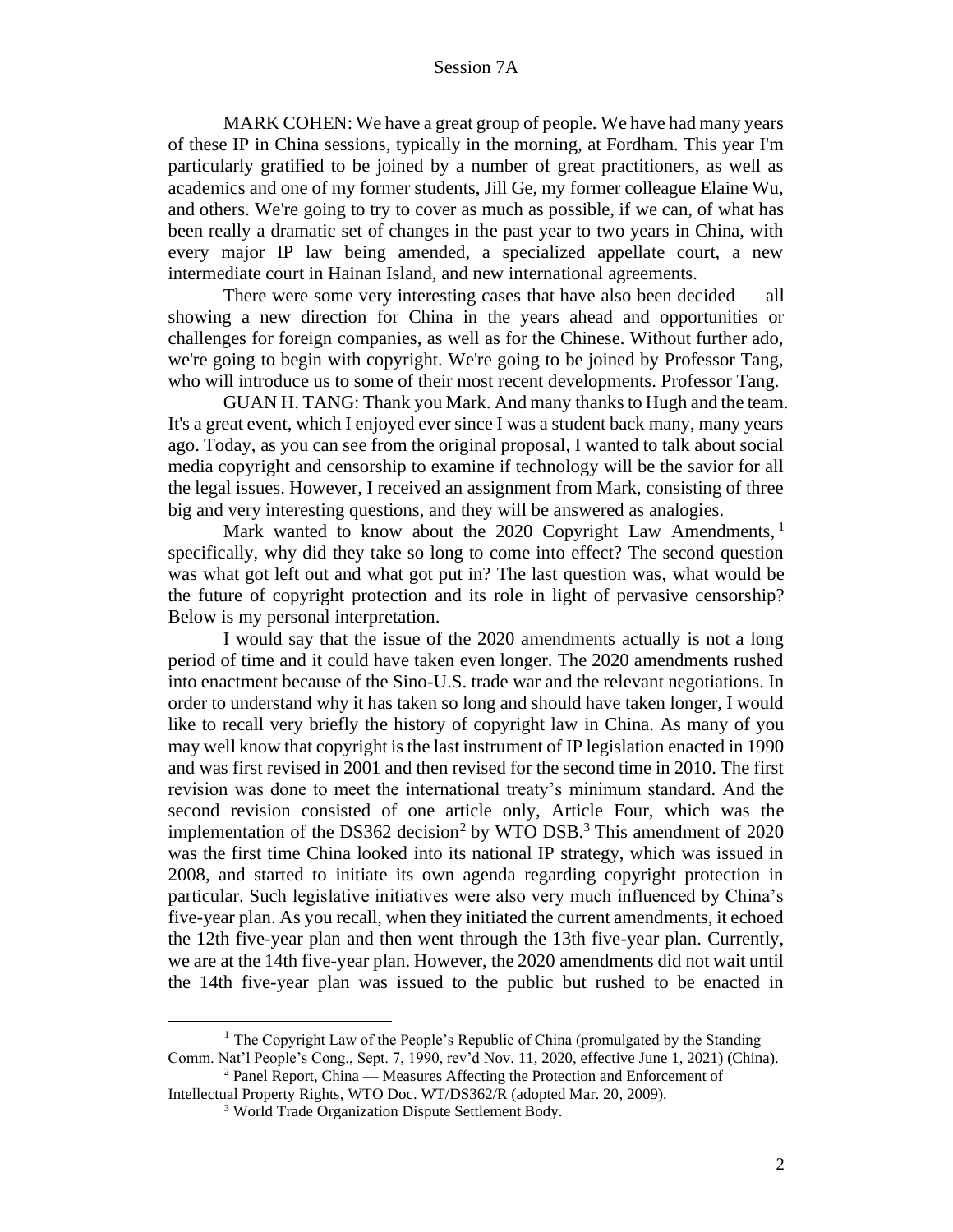MARK COHEN: We have a great group of people. We have had many years of these IP in China sessions, typically in the morning, at Fordham. This year I'm particularly gratified to be joined by a number of great practitioners, as well as academics and one of my former students, Jill Ge, my former colleague Elaine Wu, and others. We're going to try to cover as much as possible, if we can, of what has been really a dramatic set of changes in the past year to two years in China, with every major IP law being amended, a specialized appellate court, a new intermediate court in Hainan Island, and new international agreements.

There were some very interesting cases that have also been decided — all showing a new direction for China in the years ahead and opportunities or challenges for foreign companies, as well as for the Chinese. Without further ado, we're going to begin with copyright. We're going to be joined by Professor Tang, who will introduce us to some of their most recent developments. Professor Tang.

GUAN H. TANG: Thank you Mark. And many thanks to Hugh and the team. It's a great event, which I enjoyed ever since I was a student back many, many years ago. Today, as you can see from the original proposal, I wanted to talk about social media copyright and censorship to examine if technology will be the savior for all the legal issues. However, I received an assignment from Mark, consisting of three big and very interesting questions, and they will be answered as analogies.

Mark wanted to know about the 2020 Copyright Law Amendments,[1] specifically, why did they take so long to come into effect? The second question was what got left out and what got put in? The last question was, what would be the future of copyright protection and its role in light of pervasive censorship? Below is my personal interpretation.

I would say that the issue of the 2020 amendments actually is not a long period of time and it could have taken even longer. The 2020 amendments rushed into enactment because of the Sino-U.S. trade war and the relevant negotiations. In order to understand why it has taken so long and should have taken longer, I would like to recall very briefly the history of copyright law in China. As many of you may well know that copyright is the last instrument of IP legislation enacted in 1990 and was first revised in 2001 and then revised for the second time in 2010. The first revision was done to meet the international treaty's minimum standard. And the second revision consisted of one article only, Article Four, which was the implementation of the DS362 decision[2] by WTO DSB.[3] This amendment of 2020 was the first time China looked into its national IP strategy, which was issued in 2008, and started to initiate its own agenda regarding copyright protection in particular. Such legislative initiatives were also very much influenced by China's five-year plan. As you recall, when they initiated the current amendments, it echoed the 12th five-year plan and then went through the 13th five-year plan. Currently, we are at the 14th five-year plan. However, the 2020 amendments did not wait until the 14th five-year plan was issued to the public but rushed to be enacted in

---

[1] The Copyright Law of the People's Republic of China (promulgated by the Standing Comm. Nat'l People's Cong., Sept. 7, 1990, rev'd Nov. 11, 2020, effective June 1, 2021) (China).

[2] Panel Report, China — Measures Affecting the Protection and Enforcement of Intellectual Property Rights, WTO Doc. WT/DS362/R (adopted Mar. 20, 2009).

[3] World Trade Organization Dispute Settlement Body.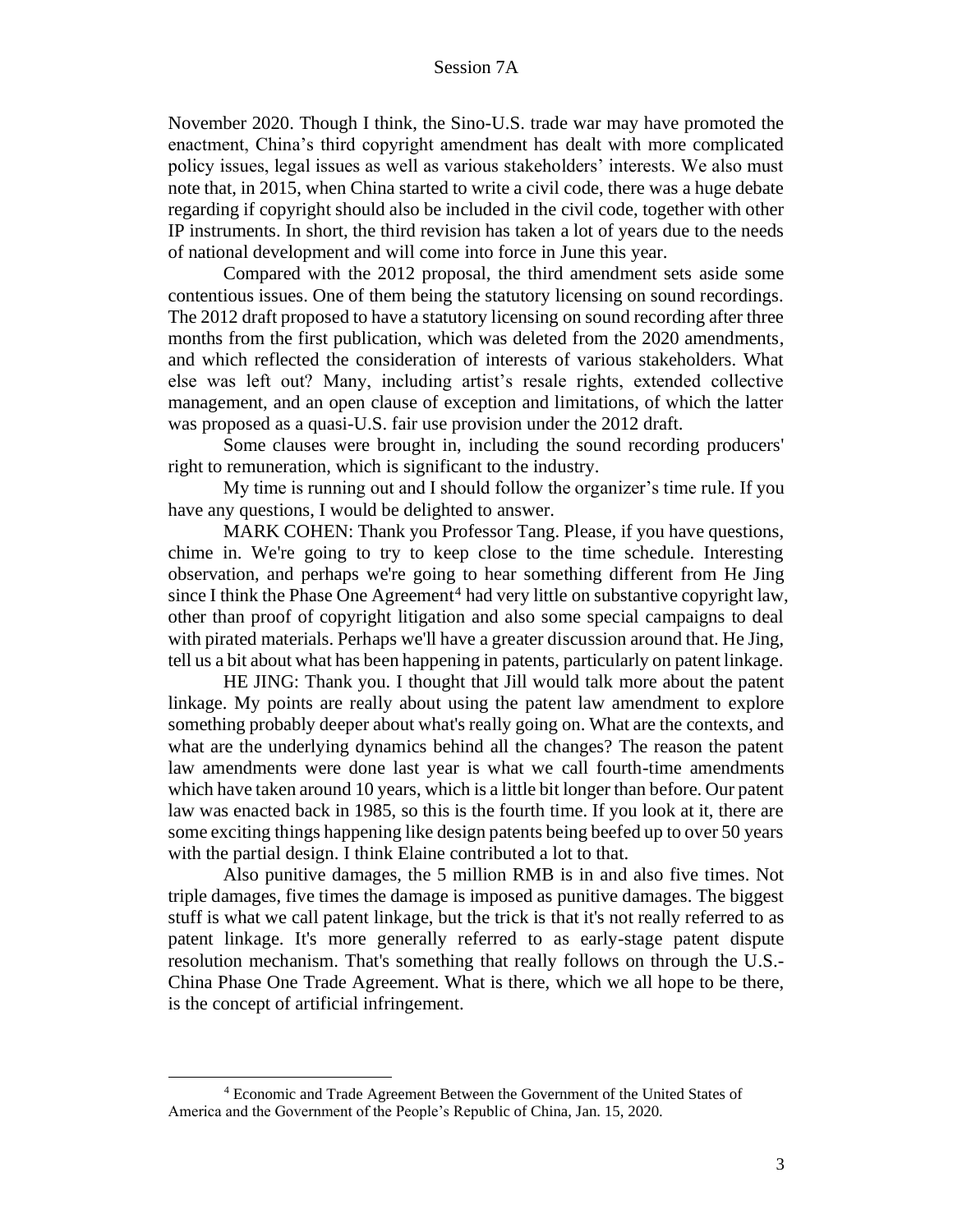November 2020. Though I think, the Sino-U.S. trade war may have promoted the enactment, China's third copyright amendment has dealt with more complicated policy issues, legal issues as well as various stakeholders' interests. We also must note that, in 2015, when China started to write a civil code, there was a huge debate regarding if copyright should also be included in the civil code, together with other IP instruments. In short, the third revision has taken a lot of years due to the needs of national development and will come into force in June this year.

Compared with the 2012 proposal, the third amendment sets aside some contentious issues. One of them being the statutory licensing on sound recordings. The 2012 draft proposed to have a statutory licensing on sound recording after three months from the first publication, which was deleted from the 2020 amendments, and which reflected the consideration of interests of various stakeholders. What else was left out? Many, including artist's resale rights, extended collective management, and an open clause of exception and limitations, of which the latter was proposed as a quasi-U.S. fair use provision under the 2012 draft.

Some clauses were brought in, including the sound recording producers' right to remuneration, which is significant to the industry.

My time is running out and I should follow the organizer's time rule. If you have any questions, I would be delighted to answer.

MARK COHEN: Thank you Professor Tang. Please, if you have questions, chime in. We're going to try to keep close to the time schedule. Interesting observation, and perhaps we're going to hear something different from He Jing since I think the Phase One Agreement[4] had very little on substantive copyright law, other than proof of copyright litigation and also some special campaigns to deal with pirated materials. Perhaps we'll have a greater discussion around that. He Jing, tell us a bit about what has been happening in patents, particularly on patent linkage.

HE JING: Thank you. I thought that Jill would talk more about the patent linkage. My points are really about using the patent law amendment to explore something probably deeper about what's really going on. What are the contexts, and what are the underlying dynamics behind all the changes? The reason the patent law amendments were done last year is what we call fourth-time amendments which have taken around 10 years, which is a little bit longer than before. Our patent law was enacted back in 1985, so this is the fourth time. If you look at it, there are some exciting things happening like design patents being beefed up to over 50 years with the partial design. I think Elaine contributed a lot to that.

Also punitive damages, the 5 million RMB is in and also five times. Not triple damages, five times the damage is imposed as punitive damages. The biggest stuff is what we call patent linkage, but the trick is that it's not really referred to as patent linkage. It's more generally referred to as early-stage patent dispute resolution mechanism. That's something that really follows on through the U.S.-China Phase One Trade Agreement. What is there, which we all hope to be there, is the concept of artificial infringement.

---

[4] Economic and Trade Agreement Between the Government of the United States of America and the Government of the People's Republic of China, Jan. 15, 2020.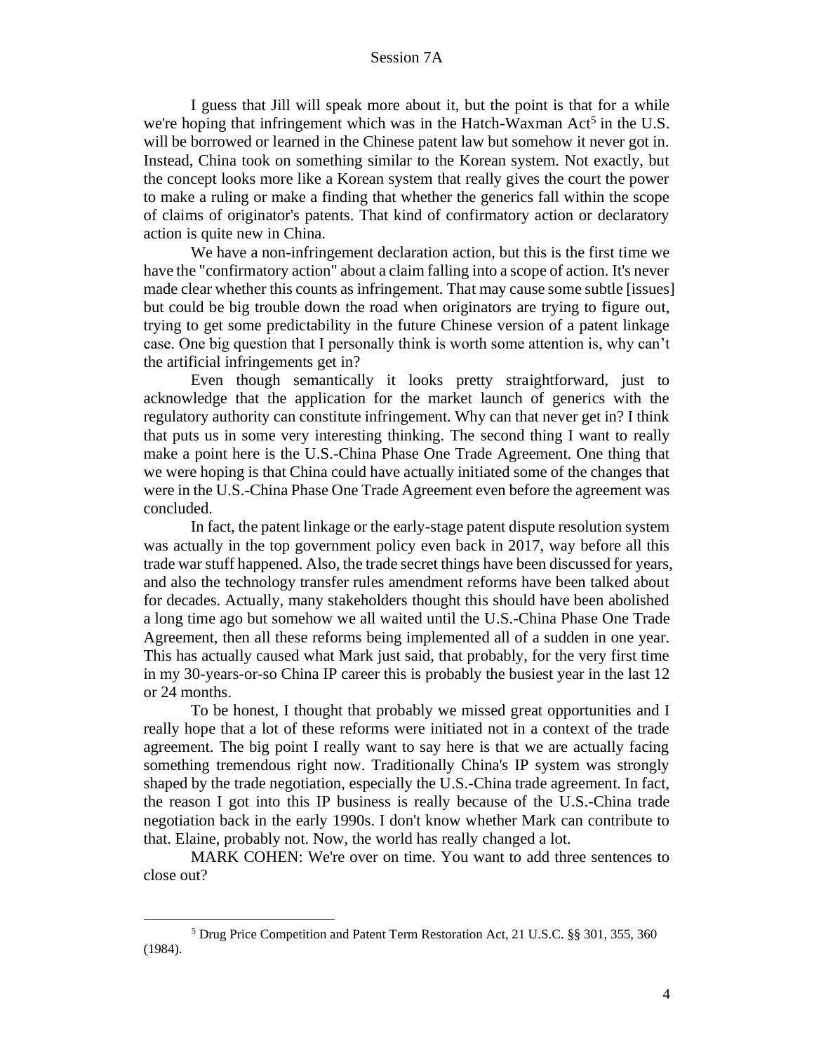I guess that Jill will speak more about it, but the point is that for a while we're hoping that infringement which was in the Hatch-Waxman Act[5] in the U.S. will be borrowed or learned in the Chinese patent law but somehow it never got in. Instead, China took on something similar to the Korean system. Not exactly, but the concept looks more like a Korean system that really gives the court the power to make a ruling or make a finding that whether the generics fall within the scope of claims of originator's patents. That kind of confirmatory action or declaratory action is quite new in China.

We have a non-infringement declaration action, but this is the first time we have the "confirmatory action" about a claim falling into a scope of action. It's never made clear whether this counts as infringement. That may cause some subtle [issues] but could be big trouble down the road when originators are trying to figure out, trying to get some predictability in the future Chinese version of a patent linkage case. One big question that I personally think is worth some attention is, why can't the artificial infringements get in?

Even though semantically it looks pretty straightforward, just to acknowledge that the application for the market launch of generics with the regulatory authority can constitute infringement. Why can that never get in? I think that puts us in some very interesting thinking. The second thing I want to really make a point here is the U.S.-China Phase One Trade Agreement. One thing that we were hoping is that China could have actually initiated some of the changes that were in the U.S.-China Phase One Trade Agreement even before the agreement was concluded.

In fact, the patent linkage or the early-stage patent dispute resolution system was actually in the top government policy even back in 2017, way before all this trade war stuff happened. Also, the trade secret things have been discussed for years, and also the technology transfer rules amendment reforms have been talked about for decades. Actually, many stakeholders thought this should have been abolished a long time ago but somehow we all waited until the U.S.-China Phase One Trade Agreement, then all these reforms being implemented all of a sudden in one year. This has actually caused what Mark just said, that probably, for the very first time in my 30-years-or-so China IP career this is probably the busiest year in the last 12 or 24 months.

To be honest, I thought that probably we missed great opportunities and I really hope that a lot of these reforms were initiated not in a context of the trade agreement. The big point I really want to say here is that we are actually facing something tremendous right now. Traditionally China's IP system was strongly shaped by the trade negotiation, especially the U.S.-China trade agreement. In fact, the reason I got into this IP business is really because of the U.S.-China trade negotiation back in the early 1990s. I don't know whether Mark can contribute to that. Elaine, probably not. Now, the world has really changed a lot.

MARK COHEN: We're over on time. You want to add three sentences to close out?

---

[5] Drug Price Competition and Patent Term Restoration Act, 21 U.S.C. §§ 301, 355, 360 (1984).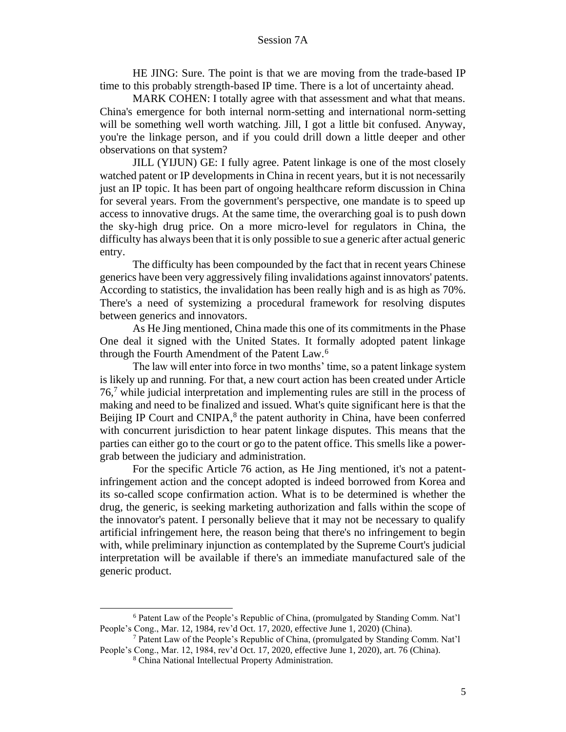HE JING: Sure. The point is that we are moving from the trade-based IP time to this probably strength-based IP time. There is a lot of uncertainty ahead.

MARK COHEN: I totally agree with that assessment and what that means. China's emergence for both internal norm-setting and international norm-setting will be something well worth watching. Jill, I got a little bit confused. Anyway, you're the linkage person, and if you could drill down a little deeper and other observations on that system?

JILL (YIJUN) GE: I fully agree. Patent linkage is one of the most closely watched patent or IP developments in China in recent years, but it is not necessarily just an IP topic. It has been part of ongoing healthcare reform discussion in China for several years. From the government's perspective, one mandate is to speed up access to innovative drugs. At the same time, the overarching goal is to push down the sky-high drug price. On a more micro-level for regulators in China, the difficulty has always been that it is only possible to sue a generic after actual generic entry.

The difficulty has been compounded by the fact that in recent years Chinese generics have been very aggressively filing invalidations against innovators' patents. According to statistics, the invalidation has been really high and is as high as 70%. There's a need of systemizing a procedural framework for resolving disputes between generics and innovators.

As He Jing mentioned, China made this one of its commitments in the Phase One deal it signed with the United States. It formally adopted patent linkage through the Fourth Amendment of the Patent Law.[6]

The law will enter into force in two months' time, so a patent linkage system is likely up and running. For that, a new court action has been created under Article 76,[7] while judicial interpretation and implementing rules are still in the process of making and need to be finalized and issued. What's quite significant here is that the Beijing IP Court and CNIPA,[8] the patent authority in China, have been conferred with concurrent jurisdiction to hear patent linkage disputes. This means that the parties can either go to the court or go to the patent office. This smells like a power-grab between the judiciary and administration.

For the specific Article 76 action, as He Jing mentioned, it's not a patent-infringement action and the concept adopted is indeed borrowed from Korea and its so-called scope confirmation action. What is to be determined is whether the drug, the generic, is seeking marketing authorization and falls within the scope of the innovator's patent. I personally believe that it may not be necessary to qualify artificial infringement here, the reason being that there's no infringement to begin with, while preliminary injunction as contemplated by the Supreme Court's judicial interpretation will be available if there's an immediate manufactured sale of the generic product.

---

[6] Patent Law of the People's Republic of China, (promulgated by Standing Comm. Nat'l People's Cong., Mar. 12, 1984, rev'd Oct. 17, 2020, effective June 1, 2020) (China).

[7] Patent Law of the People's Republic of China, (promulgated by Standing Comm. Nat'l People's Cong., Mar. 12, 1984, rev'd Oct. 17, 2020, effective June 1, 2020), art. 76 (China).

[8] China National Intellectual Property Administration.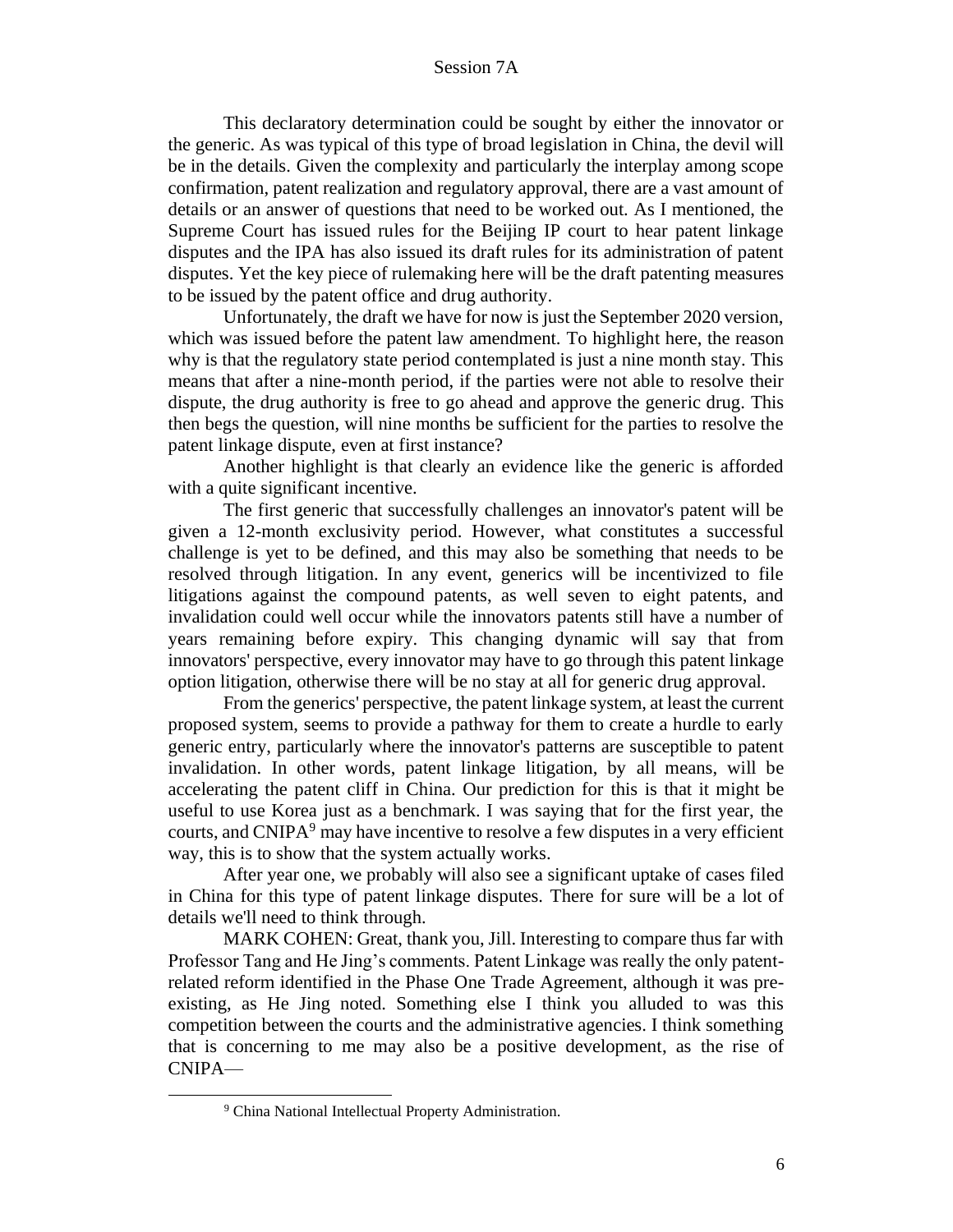This declaratory determination could be sought by either the innovator or the generic. As was typical of this type of broad legislation in China, the devil will be in the details. Given the complexity and particularly the interplay among scope confirmation, patent realization and regulatory approval, there are a vast amount of details or an answer of questions that need to be worked out. As I mentioned, the Supreme Court has issued rules for the Beijing IP court to hear patent linkage disputes and the IPA has also issued its draft rules for its administration of patent disputes. Yet the key piece of rulemaking here will be the draft patenting measures to be issued by the patent office and drug authority.

Unfortunately, the draft we have for now is just the September 2020 version, which was issued before the patent law amendment. To highlight here, the reason why is that the regulatory state period contemplated is just a nine month stay. This means that after a nine-month period, if the parties were not able to resolve their dispute, the drug authority is free to go ahead and approve the generic drug. This then begs the question, will nine months be sufficient for the parties to resolve the patent linkage dispute, even at first instance?

Another highlight is that clearly an evidence like the generic is afforded with a quite significant incentive.

The first generic that successfully challenges an innovator's patent will be given a 12-month exclusivity period. However, what constitutes a successful challenge is yet to be defined, and this may also be something that needs to be resolved through litigation. In any event, generics will be incentivized to file litigations against the compound patents, as well seven to eight patents, and invalidation could well occur while the innovators patents still have a number of years remaining before expiry. This changing dynamic will say that from innovators' perspective, every innovator may have to go through this patent linkage option litigation, otherwise there will be no stay at all for generic drug approval.

From the generics' perspective, the patent linkage system, at least the current proposed system, seems to provide a pathway for them to create a hurdle to early generic entry, particularly where the innovator's patterns are susceptible to patent invalidation. In other words, patent linkage litigation, by all means, will be accelerating the patent cliff in China. Our prediction for this is that it might be useful to use Korea just as a benchmark. I was saying that for the first year, the courts, and CNIPA[9] may have incentive to resolve a few disputes in a very efficient way, this is to show that the system actually works.

After year one, we probably will also see a significant uptake of cases filed in China for this type of patent linkage disputes. There for sure will be a lot of details we'll need to think through.

MARK COHEN: Great, thank you, Jill. Interesting to compare thus far with Professor Tang and He Jing's comments. Patent Linkage was really the only patent-related reform identified in the Phase One Trade Agreement, although it was pre-existing, as He Jing noted. Something else I think you alluded to was this competition between the courts and the administrative agencies. I think something that is concerning to me may also be a positive development, as the rise of CNIPA—

[9] China National Intellectual Property Administration.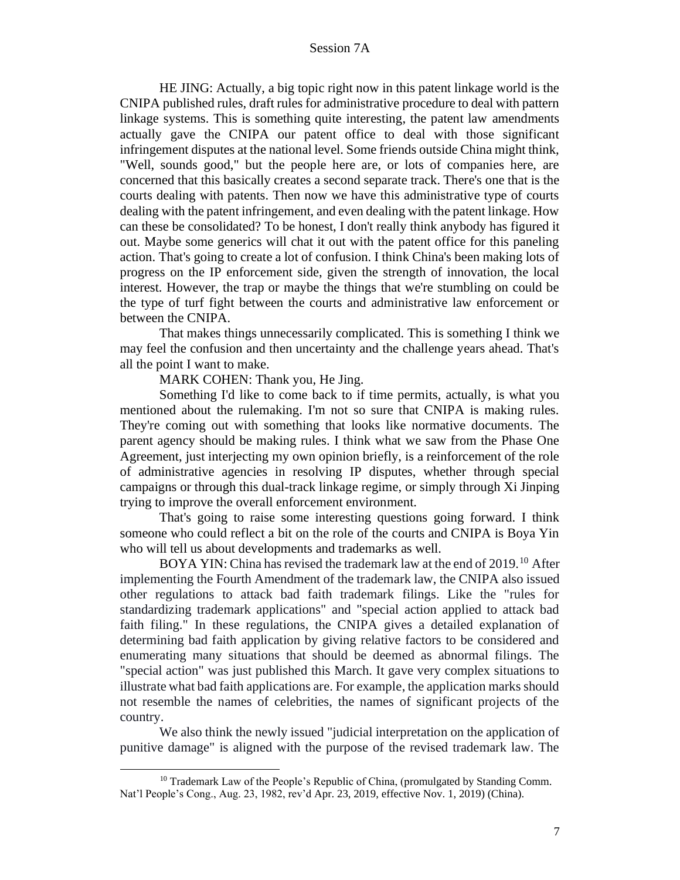HE JING: Actually, a big topic right now in this patent linkage world is the CNIPA published rules, draft rules for administrative procedure to deal with pattern linkage systems. This is something quite interesting, the patent law amendments actually gave the CNIPA our patent office to deal with those significant infringement disputes at the national level. Some friends outside China might think, "Well, sounds good," but the people here are, or lots of companies here, are concerned that this basically creates a second separate track. There's one that is the courts dealing with patents. Then now we have this administrative type of courts dealing with the patent infringement, and even dealing with the patent linkage. How can these be consolidated? To be honest, I don't really think anybody has figured it out. Maybe some generics will chat it out with the patent office for this paneling action. That's going to create a lot of confusion. I think China's been making lots of progress on the IP enforcement side, given the strength of innovation, the local interest. However, the trap or maybe the things that we're stumbling on could be the type of turf fight between the courts and administrative law enforcement or between the CNIPA.

That makes things unnecessarily complicated. This is something I think we may feel the confusion and then uncertainty and the challenge years ahead. That's all the point I want to make.

MARK COHEN: Thank you, He Jing.

Something I'd like to come back to if time permits, actually, is what you mentioned about the rulemaking. I'm not so sure that CNIPA is making rules. They're coming out with something that looks like normative documents. The parent agency should be making rules. I think what we saw from the Phase One Agreement, just interjecting my own opinion briefly, is a reinforcement of the role of administrative agencies in resolving IP disputes, whether through special campaigns or through this dual-track linkage regime, or simply through Xi Jinping trying to improve the overall enforcement environment.

That's going to raise some interesting questions going forward. I think someone who could reflect a bit on the role of the courts and CNIPA is Boya Yin who will tell us about developments and trademarks as well.

BOYA YIN: China has revised the trademark law at the end of 2019.[10] After implementing the Fourth Amendment of the trademark law, the CNIPA also issued other regulations to attack bad faith trademark filings. Like the "rules for standardizing trademark applications" and "special action applied to attack bad faith filing." In these regulations, the CNIPA gives a detailed explanation of determining bad faith application by giving relative factors to be considered and enumerating many situations that should be deemed as abnormal filings. The "special action" was just published this March. It gave very complex situations to illustrate what bad faith applications are. For example, the application marks should not resemble the names of celebrities, the names of significant projects of the country.

We also think the newly issued "judicial interpretation on the application of punitive damage" is aligned with the purpose of the revised trademark law. The

---

[10] Trademark Law of the People's Republic of China, (promulgated by Standing Comm. Nat'l People's Cong., Aug. 23, 1982, rev'd Apr. 23, 2019, effective Nov. 1, 2019) (China).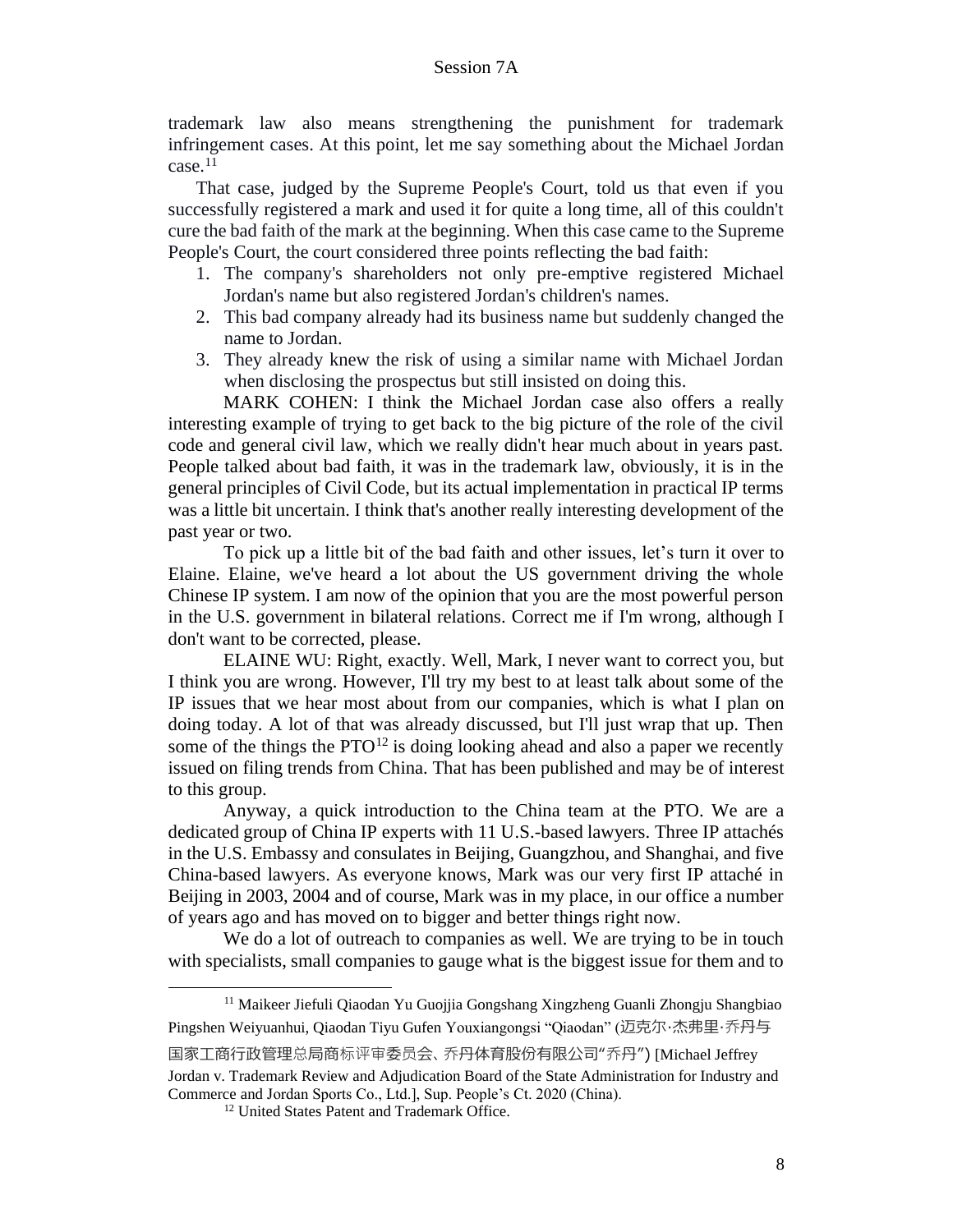trademark law also means strengthening the punishment for trademark infringement cases. At this point, let me say something about the Michael Jordan case.[11]

That case, judged by the Supreme People's Court, told us that even if you successfully registered a mark and used it for quite a long time, all of this couldn't cure the bad faith of the mark at the beginning. When this case came to the Supreme People's Court, the court considered three points reflecting the bad faith:

1. The company's shareholders not only pre-emptive registered Michael Jordan's name but also registered Jordan's children's names.
2. This bad company already had its business name but suddenly changed the name to Jordan.
3. They already knew the risk of using a similar name with Michael Jordan when disclosing the prospectus but still insisted on doing this.

MARK COHEN: I think the Michael Jordan case also offers a really interesting example of trying to get back to the big picture of the role of the civil code and general civil law, which we really didn't hear much about in years past. People talked about bad faith, it was in the trademark law, obviously, it is in the general principles of Civil Code, but its actual implementation in practical IP terms was a little bit uncertain. I think that's another really interesting development of the past year or two.

To pick up a little bit of the bad faith and other issues, let's turn it over to Elaine. Elaine, we've heard a lot about the US government driving the whole Chinese IP system. I am now of the opinion that you are the most powerful person in the U.S. government in bilateral relations. Correct me if I'm wrong, although I don't want to be corrected, please.

ELAINE WU: Right, exactly. Well, Mark, I never want to correct you, but I think you are wrong. However, I'll try my best to at least talk about some of the IP issues that we hear most about from our companies, which is what I plan on doing today. A lot of that was already discussed, but I'll just wrap that up. Then some of the things the PTO[12] is doing looking ahead and also a paper we recently issued on filing trends from China. That has been published and may be of interest to this group.

Anyway, a quick introduction to the China team at the PTO. We are a dedicated group of China IP experts with 11 U.S.-based lawyers. Three IP attachés in the U.S. Embassy and consulates in Beijing, Guangzhou, and Shanghai, and five China-based lawyers. As everyone knows, Mark was our very first IP attaché in Beijing in 2003, 2004 and of course, Mark was in my place, in our office a number of years ago and has moved on to bigger and better things right now.

We do a lot of outreach to companies as well. We are trying to be in touch with specialists, small companies to gauge what is the biggest issue for them and to

---

[11] Maikeer Jiefuli Qiaodan Yu Guojjia Gongshang Xingzheng Guanli Zhongju Shangbiao Pingshen Weiyuanhui, Qiaodan Tiyu Gufen Youxiangongsi "Qiaodan" (迈克尔·杰弗里·乔丹与国家工商行政管理总局商标评审委员会、乔丹体育股份有限公司"乔丹") [Michael Jeffrey Jordan v. Trademark Review and Adjudication Board of the State Administration for Industry and Commerce and Jordan Sports Co., Ltd.], Sup. People's Ct. 2020 (China).

[12] United States Patent and Trademark Office.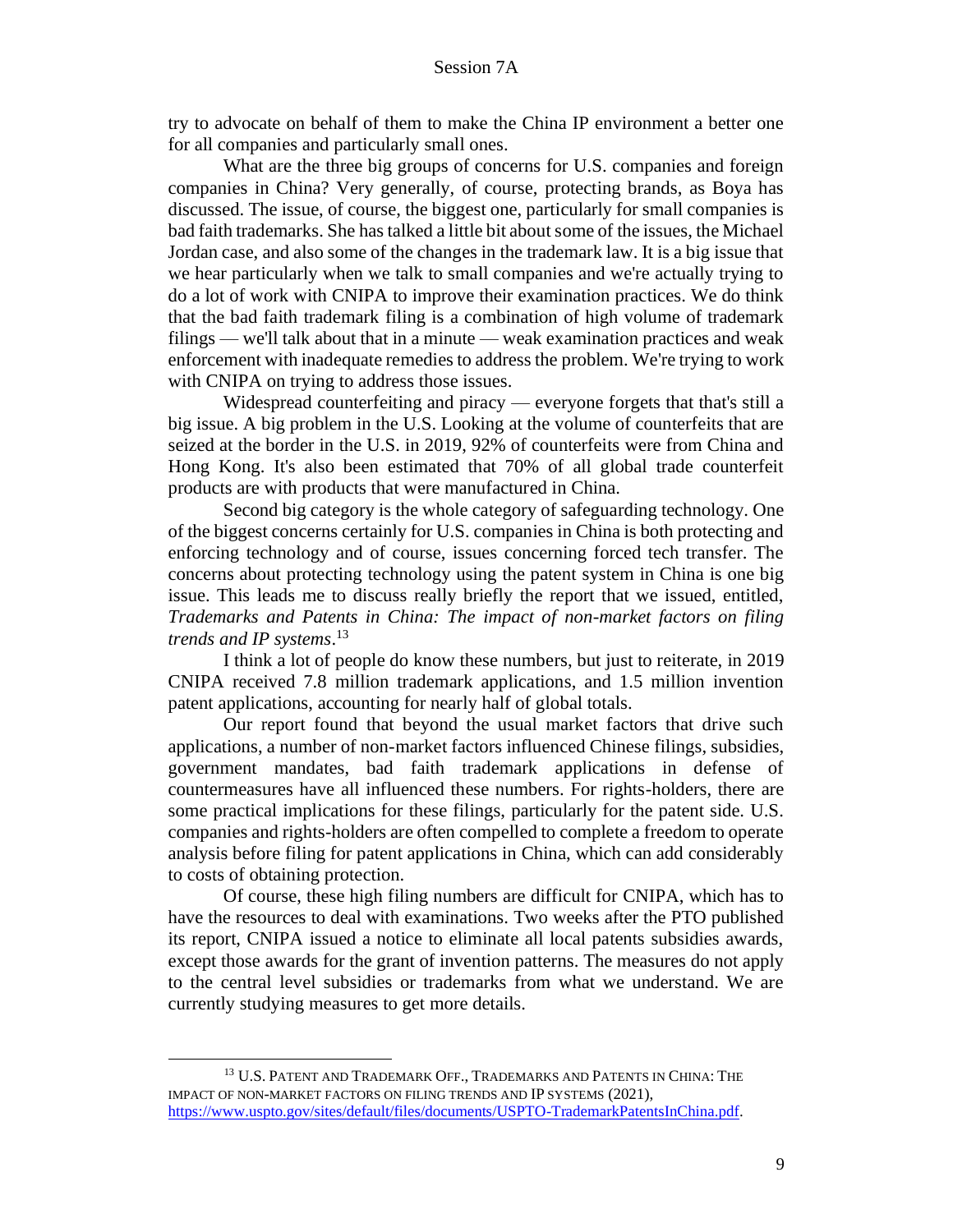try to advocate on behalf of them to make the China IP environment a better one for all companies and particularly small ones.

What are the three big groups of concerns for U.S. companies and foreign companies in China? Very generally, of course, protecting brands, as Boya has discussed. The issue, of course, the biggest one, particularly for small companies is bad faith trademarks. She has talked a little bit about some of the issues, the Michael Jordan case, and also some of the changes in the trademark law. It is a big issue that we hear particularly when we talk to small companies and we're actually trying to do a lot of work with CNIPA to improve their examination practices. We do think that the bad faith trademark filing is a combination of high volume of trademark filings — we'll talk about that in a minute — weak examination practices and weak enforcement with inadequate remedies to address the problem. We're trying to work with CNIPA on trying to address those issues.

Widespread counterfeiting and piracy — everyone forgets that that's still a big issue. A big problem in the U.S. Looking at the volume of counterfeits that are seized at the border in the U.S. in 2019, 92% of counterfeits were from China and Hong Kong. It's also been estimated that 70% of all global trade counterfeit products are with products that were manufactured in China.

Second big category is the whole category of safeguarding technology. One of the biggest concerns certainly for U.S. companies in China is both protecting and enforcing technology and of course, issues concerning forced tech transfer. The concerns about protecting technology using the patent system in China is one big issue. This leads me to discuss really briefly the report that we issued, entitled, *Trademarks and Patents in China: The impact of non-market factors on filing trends and IP systems*.[13]

I think a lot of people do know these numbers, but just to reiterate, in 2019 CNIPA received 7.8 million trademark applications, and 1.5 million invention patent applications, accounting for nearly half of global totals.

Our report found that beyond the usual market factors that drive such applications, a number of non-market factors influenced Chinese filings, subsidies, government mandates, bad faith trademark applications in defense of countermeasures have all influenced these numbers. For rights-holders, there are some practical implications for these filings, particularly for the patent side. U.S. companies and rights-holders are often compelled to complete a freedom to operate analysis before filing for patent applications in China, which can add considerably to costs of obtaining protection.

Of course, these high filing numbers are difficult for CNIPA, which has to have the resources to deal with examinations. Two weeks after the PTO published its report, CNIPA issued a notice to eliminate all local patents subsidies awards, except those awards for the grant of invention patterns. The measures do not apply to the central level subsidies or trademarks from what we understand. We are currently studying measures to get more details.

---

[13] U.S. PATENT AND TRADEMARK OFF., TRADEMARKS AND PATENTS IN CHINA: THE IMPACT OF NON-MARKET FACTORS ON FILING TRENDS AND IP SYSTEMS (2021), https://www.uspto.gov/sites/default/files/documents/USPTO-TrademarkPatentsInChina.pdf.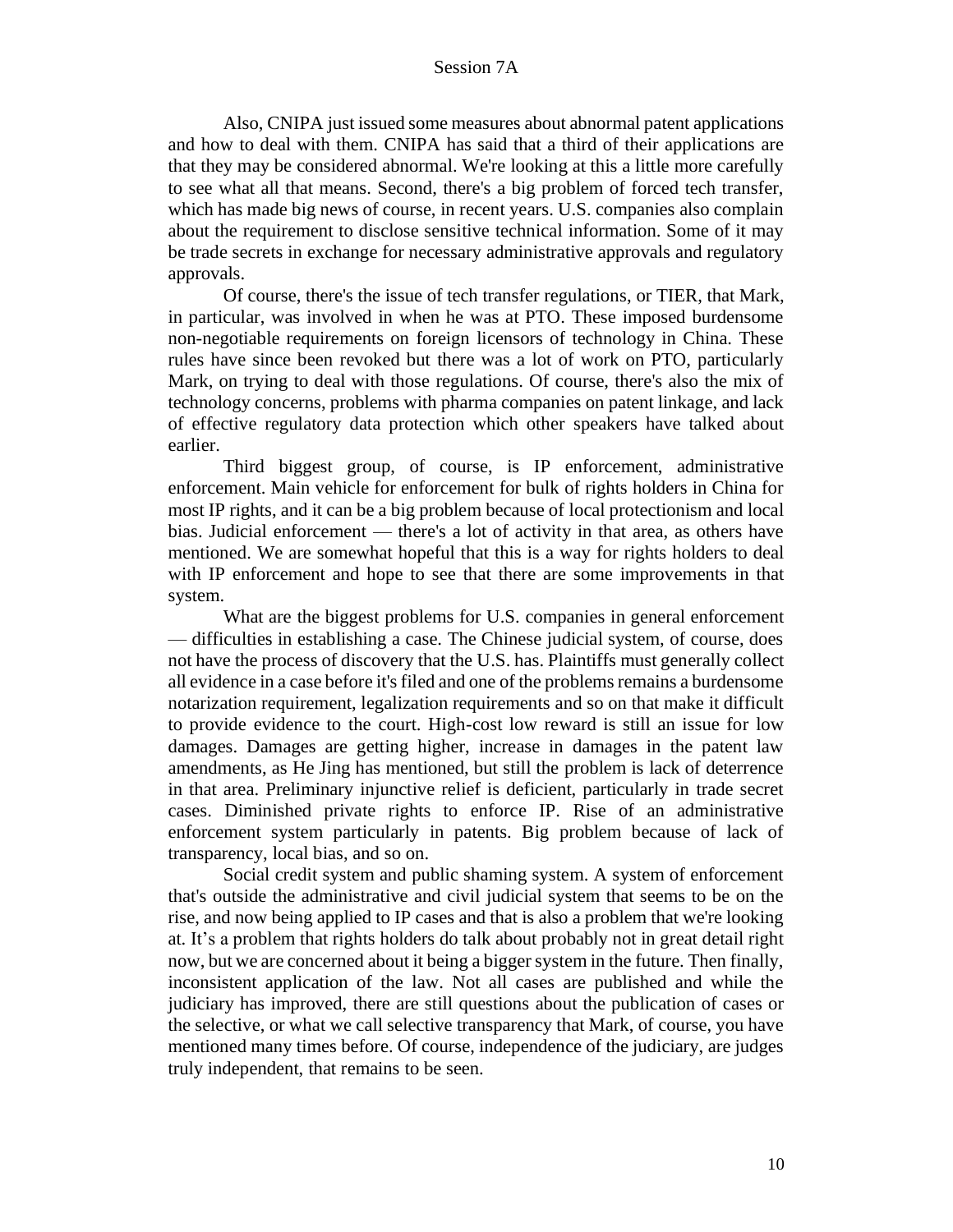Also, CNIPA just issued some measures about abnormal patent applications and how to deal with them. CNIPA has said that a third of their applications are that they may be considered abnormal. We're looking at this a little more carefully to see what all that means. Second, there's a big problem of forced tech transfer, which has made big news of course, in recent years. U.S. companies also complain about the requirement to disclose sensitive technical information. Some of it may be trade secrets in exchange for necessary administrative approvals and regulatory approvals.

Of course, there's the issue of tech transfer regulations, or TIER, that Mark, in particular, was involved in when he was at PTO. These imposed burdensome non-negotiable requirements on foreign licensors of technology in China. These rules have since been revoked but there was a lot of work on PTO, particularly Mark, on trying to deal with those regulations. Of course, there's also the mix of technology concerns, problems with pharma companies on patent linkage, and lack of effective regulatory data protection which other speakers have talked about earlier.

Third biggest group, of course, is IP enforcement, administrative enforcement. Main vehicle for enforcement for bulk of rights holders in China for most IP rights, and it can be a big problem because of local protectionism and local bias. Judicial enforcement — there's a lot of activity in that area, as others have mentioned. We are somewhat hopeful that this is a way for rights holders to deal with IP enforcement and hope to see that there are some improvements in that system.

What are the biggest problems for U.S. companies in general enforcement — difficulties in establishing a case. The Chinese judicial system, of course, does not have the process of discovery that the U.S. has. Plaintiffs must generally collect all evidence in a case before it's filed and one of the problems remains a burdensome notarization requirement, legalization requirements and so on that make it difficult to provide evidence to the court. High-cost low reward is still an issue for low damages. Damages are getting higher, increase in damages in the patent law amendments, as He Jing has mentioned, but still the problem is lack of deterrence in that area. Preliminary injunctive relief is deficient, particularly in trade secret cases. Diminished private rights to enforce IP. Rise of an administrative enforcement system particularly in patents. Big problem because of lack of transparency, local bias, and so on.

Social credit system and public shaming system. A system of enforcement that's outside the administrative and civil judicial system that seems to be on the rise, and now being applied to IP cases and that is also a problem that we're looking at. It's a problem that rights holders do talk about probably not in great detail right now, but we are concerned about it being a bigger system in the future. Then finally, inconsistent application of the law. Not all cases are published and while the judiciary has improved, there are still questions about the publication of cases or the selective, or what we call selective transparency that Mark, of course, you have mentioned many times before. Of course, independence of the judiciary, are judges truly independent, that remains to be seen.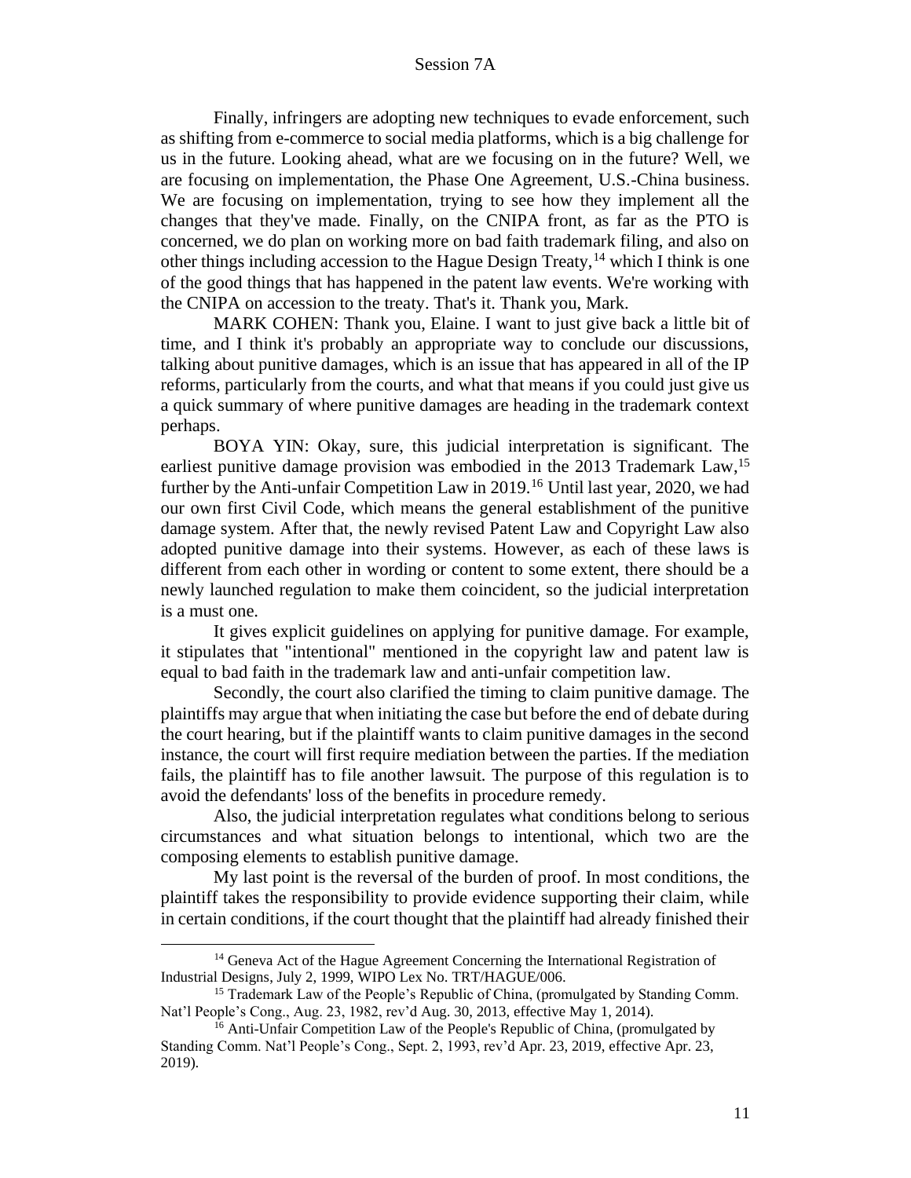Finally, infringers are adopting new techniques to evade enforcement, such as shifting from e-commerce to social media platforms, which is a big challenge for us in the future. Looking ahead, what are we focusing on in the future? Well, we are focusing on implementation, the Phase One Agreement, U.S.-China business. We are focusing on implementation, trying to see how they implement all the changes that they've made. Finally, on the CNIPA front, as far as the PTO is concerned, we do plan on working more on bad faith trademark filing, and also on other things including accession to the Hague Design Treaty,[14] which I think is one of the good things that has happened in the patent law events. We're working with the CNIPA on accession to the treaty. That's it. Thank you, Mark.

MARK COHEN: Thank you, Elaine. I want to just give back a little bit of time, and I think it's probably an appropriate way to conclude our discussions, talking about punitive damages, which is an issue that has appeared in all of the IP reforms, particularly from the courts, and what that means if you could just give us a quick summary of where punitive damages are heading in the trademark context perhaps.

BOYA YIN: Okay, sure, this judicial interpretation is significant. The earliest punitive damage provision was embodied in the 2013 Trademark Law,[15] further by the Anti-unfair Competition Law in 2019.[16] Until last year, 2020, we had our own first Civil Code, which means the general establishment of the punitive damage system. After that, the newly revised Patent Law and Copyright Law also adopted punitive damage into their systems. However, as each of these laws is different from each other in wording or content to some extent, there should be a newly launched regulation to make them coincident, so the judicial interpretation is a must one.

It gives explicit guidelines on applying for punitive damage. For example, it stipulates that "intentional" mentioned in the copyright law and patent law is equal to bad faith in the trademark law and anti-unfair competition law.

Secondly, the court also clarified the timing to claim punitive damage. The plaintiffs may argue that when initiating the case but before the end of debate during the court hearing, but if the plaintiff wants to claim punitive damages in the second instance, the court will first require mediation between the parties. If the mediation fails, the plaintiff has to file another lawsuit. The purpose of this regulation is to avoid the defendants' loss of the benefits in procedure remedy.

Also, the judicial interpretation regulates what conditions belong to serious circumstances and what situation belongs to intentional, which two are the composing elements to establish punitive damage.

My last point is the reversal of the burden of proof. In most conditions, the plaintiff takes the responsibility to provide evidence supporting their claim, while in certain conditions, if the court thought that the plaintiff had already finished their

---

[14] Geneva Act of the Hague Agreement Concerning the International Registration of Industrial Designs, July 2, 1999, WIPO Lex No. TRT/HAGUE/006.

[15] Trademark Law of the People's Republic of China, (promulgated by Standing Comm. Nat'l People's Cong., Aug. 23, 1982, rev'd Aug. 30, 2013, effective May 1, 2014).

[16] Anti-Unfair Competition Law of the People's Republic of China, (promulgated by Standing Comm. Nat'l People's Cong., Sept. 2, 1993, rev'd Apr. 23, 2019, effective Apr. 23, 2019).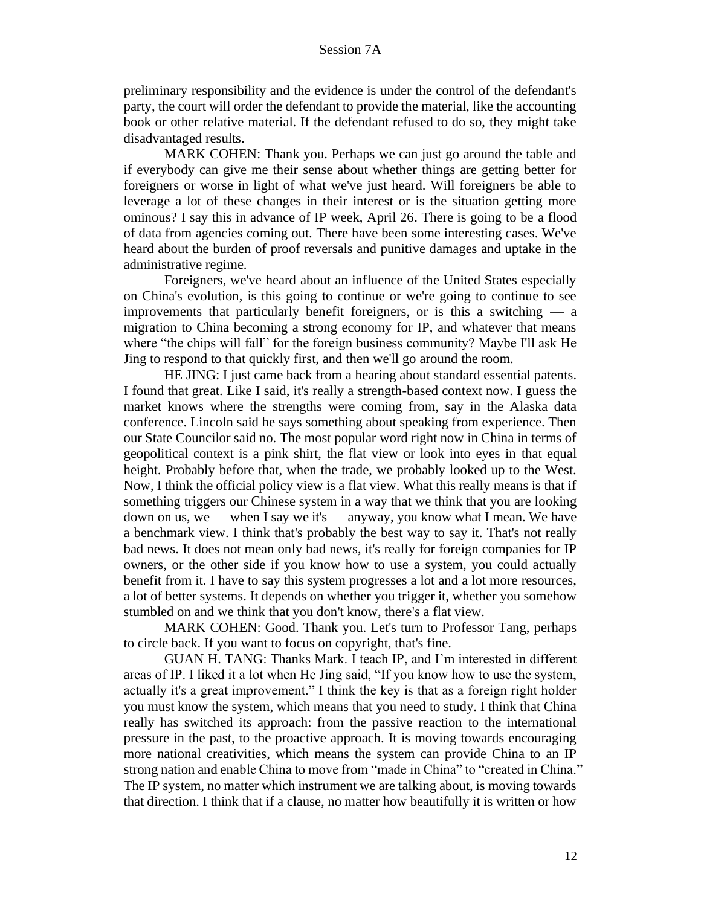preliminary responsibility and the evidence is under the control of the defendant's party, the court will order the defendant to provide the material, like the accounting book or other relative material. If the defendant refused to do so, they might take disadvantaged results.

MARK COHEN: Thank you. Perhaps we can just go around the table and if everybody can give me their sense about whether things are getting better for foreigners or worse in light of what we've just heard. Will foreigners be able to leverage a lot of these changes in their interest or is the situation getting more ominous? I say this in advance of IP week, April 26. There is going to be a flood of data from agencies coming out. There have been some interesting cases. We've heard about the burden of proof reversals and punitive damages and uptake in the administrative regime.

Foreigners, we've heard about an influence of the United States especially on China's evolution, is this going to continue or we're going to continue to see improvements that particularly benefit foreigners, or is this a switching — a migration to China becoming a strong economy for IP, and whatever that means where "the chips will fall" for the foreign business community? Maybe I'll ask He Jing to respond to that quickly first, and then we'll go around the room.

HE JING: I just came back from a hearing about standard essential patents. I found that great. Like I said, it's really a strength-based context now. I guess the market knows where the strengths were coming from, say in the Alaska data conference. Lincoln said he says something about speaking from experience. Then our State Councilor said no. The most popular word right now in China in terms of geopolitical context is a pink shirt, the flat view or look into eyes in that equal height. Probably before that, when the trade, we probably looked up to the West. Now, I think the official policy view is a flat view. What this really means is that if something triggers our Chinese system in a way that we think that you are looking down on us, we — when I say we it's — anyway, you know what I mean. We have a benchmark view. I think that's probably the best way to say it. That's not really bad news. It does not mean only bad news, it's really for foreign companies for IP owners, or the other side if you know how to use a system, you could actually benefit from it. I have to say this system progresses a lot and a lot more resources, a lot of better systems. It depends on whether you trigger it, whether you somehow stumbled on and we think that you don't know, there's a flat view.

MARK COHEN: Good. Thank you. Let's turn to Professor Tang, perhaps to circle back. If you want to focus on copyright, that's fine.

GUAN H. TANG: Thanks Mark. I teach IP, and I'm interested in different areas of IP. I liked it a lot when He Jing said, "If you know how to use the system, actually it's a great improvement." I think the key is that as a foreign right holder you must know the system, which means that you need to study. I think that China really has switched its approach: from the passive reaction to the international pressure in the past, to the proactive approach. It is moving towards encouraging more national creativities, which means the system can provide China to an IP strong nation and enable China to move from "made in China" to "created in China." The IP system, no matter which instrument we are talking about, is moving towards that direction. I think that if a clause, no matter how beautifully it is written or how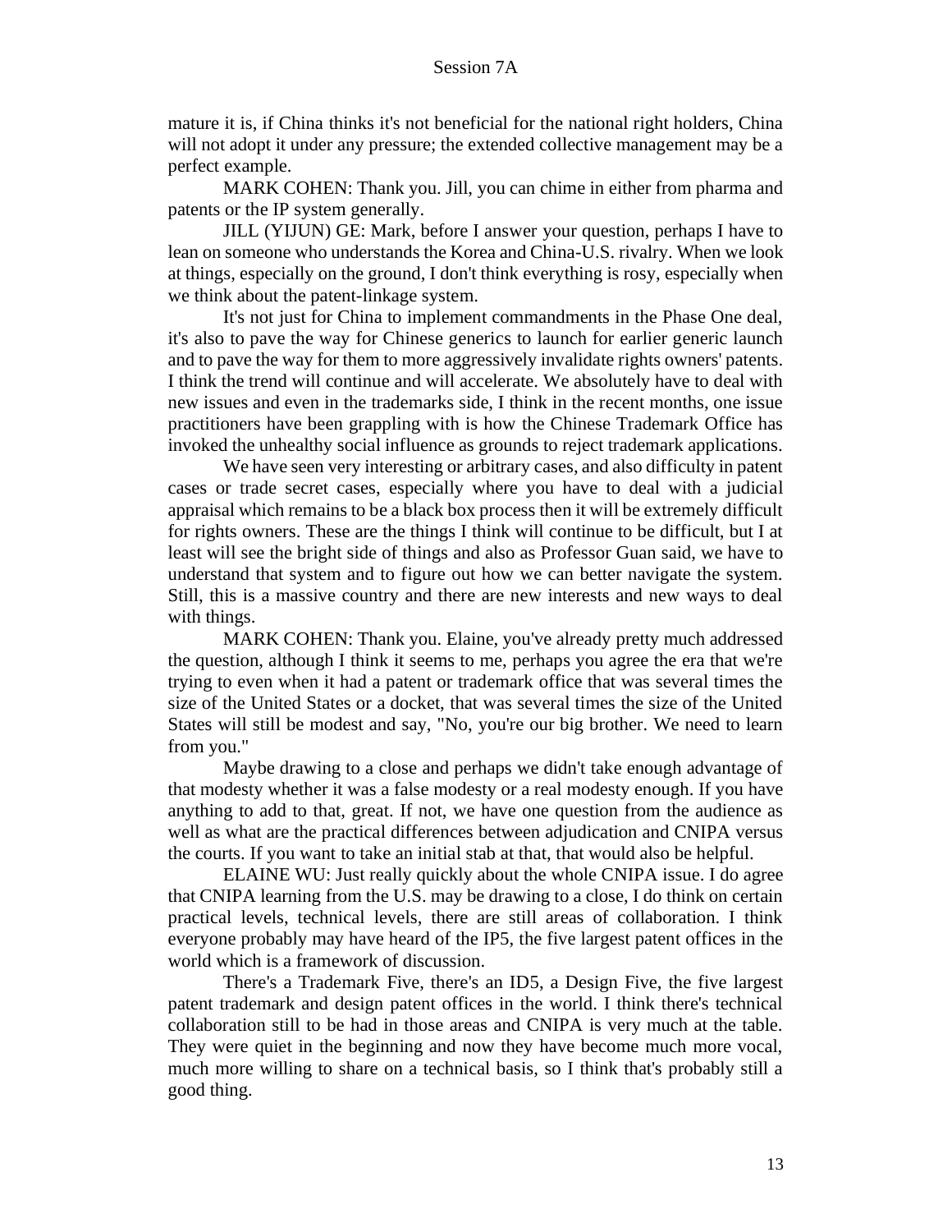mature it is, if China thinks it's not beneficial for the national right holders, China will not adopt it under any pressure; the extended collective management may be a perfect example.

MARK COHEN: Thank you. Jill, you can chime in either from pharma and patents or the IP system generally.

JILL (YIJUN) GE: Mark, before I answer your question, perhaps I have to lean on someone who understands the Korea and China-U.S. rivalry. When we look at things, especially on the ground, I don't think everything is rosy, especially when we think about the patent-linkage system.

It's not just for China to implement commandments in the Phase One deal, it's also to pave the way for Chinese generics to launch for earlier generic launch and to pave the way for them to more aggressively invalidate rights owners' patents. I think the trend will continue and will accelerate. We absolutely have to deal with new issues and even in the trademarks side, I think in the recent months, one issue practitioners have been grappling with is how the Chinese Trademark Office has invoked the unhealthy social influence as grounds to reject trademark applications.

We have seen very interesting or arbitrary cases, and also difficulty in patent cases or trade secret cases, especially where you have to deal with a judicial appraisal which remains to be a black box process then it will be extremely difficult for rights owners. These are the things I think will continue to be difficult, but I at least will see the bright side of things and also as Professor Guan said, we have to understand that system and to figure out how we can better navigate the system. Still, this is a massive country and there are new interests and new ways to deal with things.

MARK COHEN: Thank you. Elaine, you've already pretty much addressed the question, although I think it seems to me, perhaps you agree the era that we're trying to even when it had a patent or trademark office that was several times the size of the United States or a docket, that was several times the size of the United States will still be modest and say, "No, you're our big brother. We need to learn from you."

Maybe drawing to a close and perhaps we didn't take enough advantage of that modesty whether it was a false modesty or a real modesty enough. If you have anything to add to that, great. If not, we have one question from the audience as well as what are the practical differences between adjudication and CNIPA versus the courts. If you want to take an initial stab at that, that would also be helpful.

ELAINE WU: Just really quickly about the whole CNIPA issue. I do agree that CNIPA learning from the U.S. may be drawing to a close, I do think on certain practical levels, technical levels, there are still areas of collaboration. I think everyone probably may have heard of the IP5, the five largest patent offices in the world which is a framework of discussion.

There's a Trademark Five, there's an ID5, a Design Five, the five largest patent trademark and design patent offices in the world. I think there's technical collaboration still to be had in those areas and CNIPA is very much at the table. They were quiet in the beginning and now they have become much more vocal, much more willing to share on a technical basis, so I think that's probably still a good thing.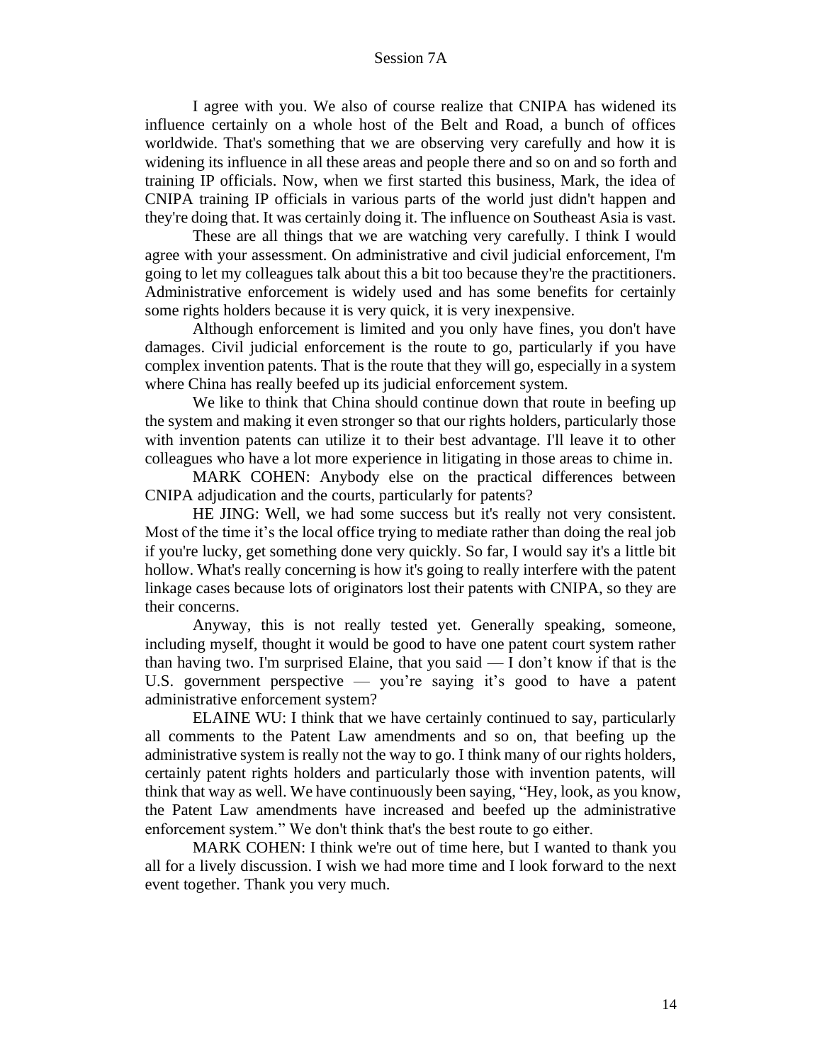I agree with you. We also of course realize that CNIPA has widened its influence certainly on a whole host of the Belt and Road, a bunch of offices worldwide. That's something that we are observing very carefully and how it is widening its influence in all these areas and people there and so on and so forth and training IP officials. Now, when we first started this business, Mark, the idea of CNIPA training IP officials in various parts of the world just didn't happen and they're doing that. It was certainly doing it. The influence on Southeast Asia is vast.

These are all things that we are watching very carefully. I think I would agree with your assessment. On administrative and civil judicial enforcement, I'm going to let my colleagues talk about this a bit too because they're the practitioners. Administrative enforcement is widely used and has some benefits for certainly some rights holders because it is very quick, it is very inexpensive.

Although enforcement is limited and you only have fines, you don't have damages. Civil judicial enforcement is the route to go, particularly if you have complex invention patents. That is the route that they will go, especially in a system where China has really beefed up its judicial enforcement system.

We like to think that China should continue down that route in beefing up the system and making it even stronger so that our rights holders, particularly those with invention patents can utilize it to their best advantage. I'll leave it to other colleagues who have a lot more experience in litigating in those areas to chime in.

MARK COHEN: Anybody else on the practical differences between CNIPA adjudication and the courts, particularly for patents?

HE JING: Well, we had some success but it's really not very consistent. Most of the time it's the local office trying to mediate rather than doing the real job if you're lucky, get something done very quickly. So far, I would say it's a little bit hollow. What's really concerning is how it's going to really interfere with the patent linkage cases because lots of originators lost their patents with CNIPA, so they are their concerns.

Anyway, this is not really tested yet. Generally speaking, someone, including myself, thought it would be good to have one patent court system rather than having two. I'm surprised Elaine, that you said — I don't know if that is the U.S. government perspective — you're saying it's good to have a patent administrative enforcement system?

ELAINE WU: I think that we have certainly continued to say, particularly all comments to the Patent Law amendments and so on, that beefing up the administrative system is really not the way to go. I think many of our rights holders, certainly patent rights holders and particularly those with invention patents, will think that way as well. We have continuously been saying, "Hey, look, as you know, the Patent Law amendments have increased and beefed up the administrative enforcement system." We don't think that's the best route to go either.

MARK COHEN: I think we're out of time here, but I wanted to thank you all for a lively discussion. I wish we had more time and I look forward to the next event together. Thank you very much.